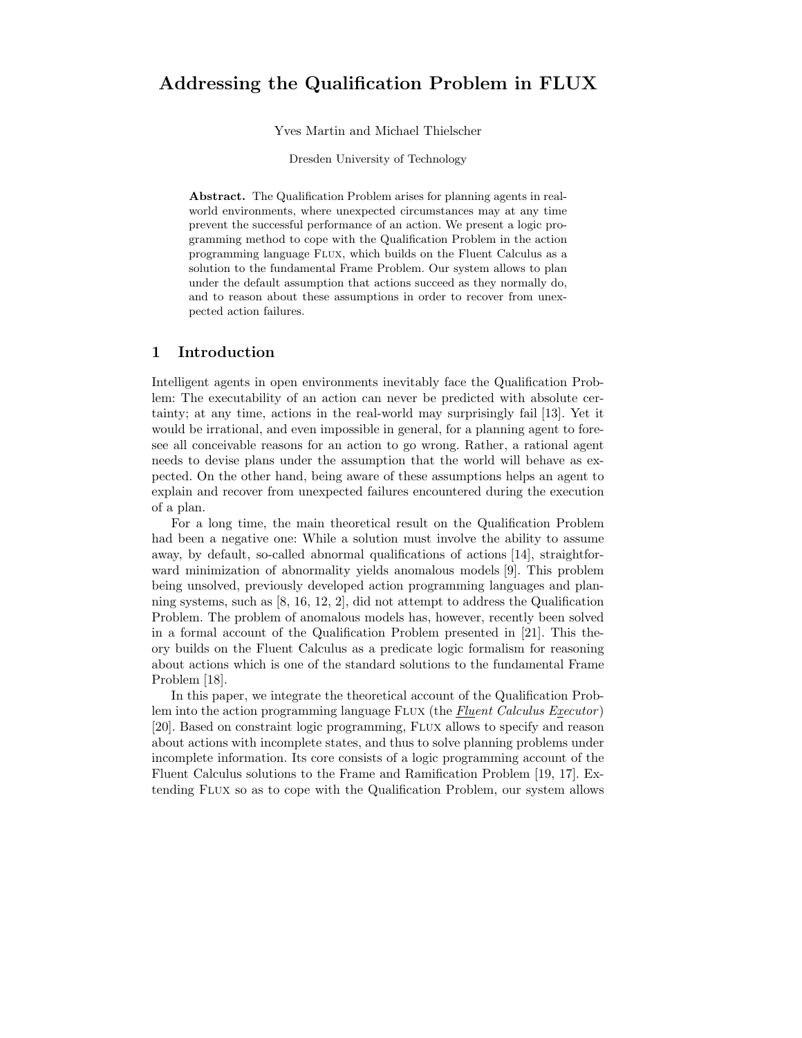# Addressing the Qualification Problem in FLUX

Yves Martin and Michael Thielscher

Dresden University of Technology

**Abstract.** The Qualification Problem arises for planning agents in real-world environments, where unexpected circumstances may at any time prevent the successful performance of an action. We present a logic programming method to cope with the Qualification Problem in the action programming language Flux, which builds on the Fluent Calculus as a solution to the fundamental Frame Problem. Our system allows to plan under the default assumption that actions succeed as they normally do, and to reason about these assumptions in order to recover from unexpected action failures.

## 1 Introduction

Intelligent agents in open environments inevitably face the Qualification Problem: The executability of an action can never be predicted with absolute certainty; at any time, actions in the real-world may surprisingly fail [13]. Yet it would be irrational, and even impossible in general, for a planning agent to foresee all conceivable reasons for an action to go wrong. Rather, a rational agent needs to devise plans under the assumption that the world will behave as expected. On the other hand, being aware of these assumptions helps an agent to explain and recover from unexpected failures encountered during the execution of a plan.

For a long time, the main theoretical result on the Qualification Problem had been a negative one: While a solution must involve the ability to assume away, by default, so-called abnormal qualifications of actions [14], straightforward minimization of abnormality yields anomalous models [9]. This problem being unsolved, previously developed action programming languages and planning systems, such as [8, 16, 12, 2], did not attempt to address the Qualification Problem. The problem of anomalous models has, however, recently been solved in a formal account of the Qualification Problem presented in [21]. This theory builds on the Fluent Calculus as a predicate logic formalism for reasoning about actions which is one of the standard solutions to the fundamental Frame Problem [18].

In this paper, we integrate the theoretical account of the Qualification Problem into the action programming language Flux (the *Fluent Calculus Executor*) [20]. Based on constraint logic programming, Flux allows to specify and reason about actions with incomplete states, and thus to solve planning problems under incomplete information. Its core consists of a logic programming account of the Fluent Calculus solutions to the Frame and Ramification Problem [19, 17]. Extending Flux so as to cope with the Qualification Problem, our system allows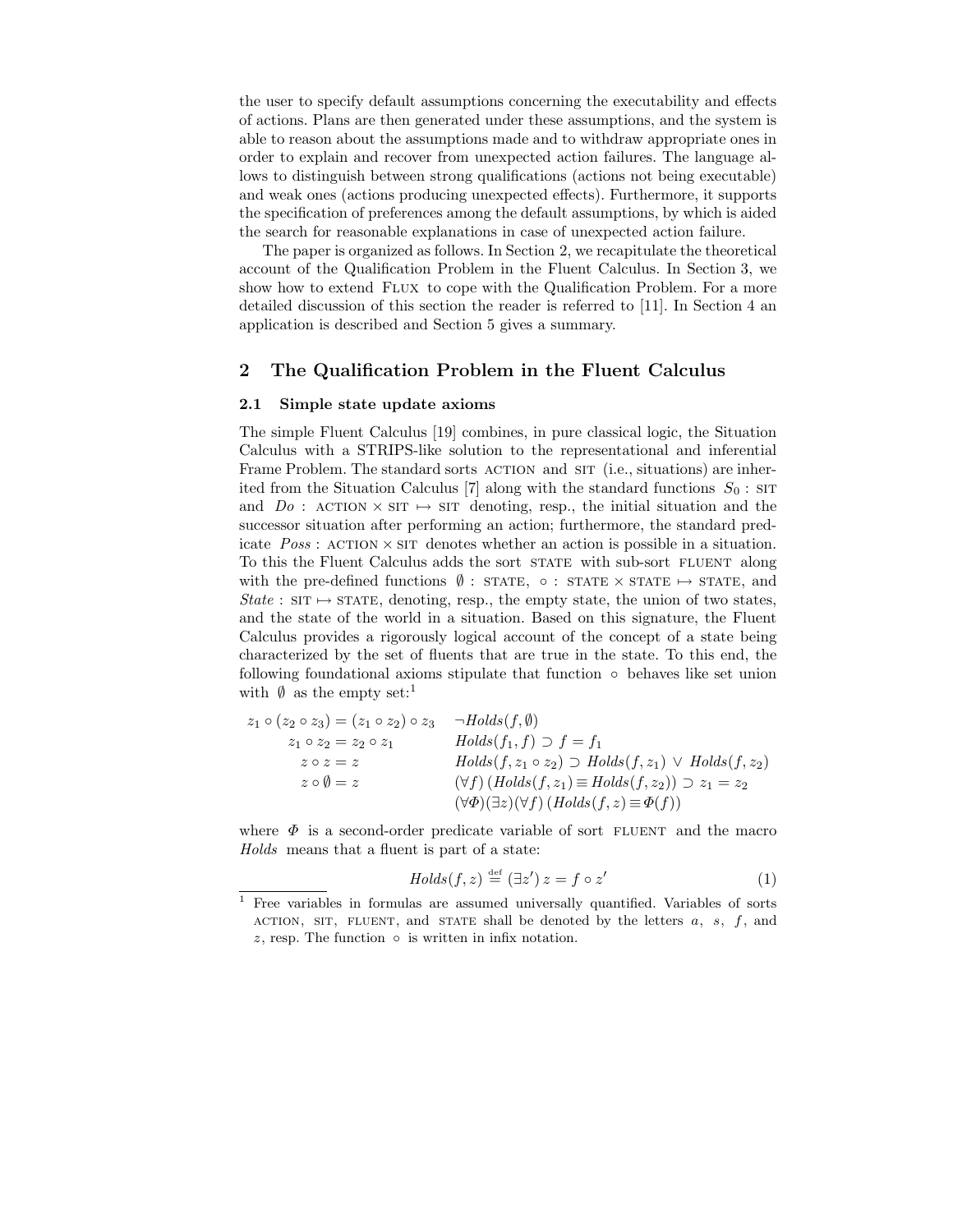the user to specify default assumptions concerning the executability and effects of actions. Plans are then generated under these assumptions, and the system is able to reason about the assumptions made and to withdraw appropriate ones in order to explain and recover from unexpected action failures. The language allows to distinguish between strong qualifications (actions not being executable) and weak ones (actions producing unexpected effects). Furthermore, it supports the specification of preferences among the default assumptions, by which is aided the search for reasonable explanations in case of unexpected action failure.

The paper is organized as follows. In Section 2, we recapitulate the theoretical account of the Qualification Problem in the Fluent Calculus. In Section 3, we show how to extend FLUX to cope with the Qualification Problem. For a more detailed discussion of this section the reader is referred to [11]. In Section 4 an application is described and Section 5 gives a summary.

## 2 The Qualification Problem in the Fluent Calculus

### 2.1 Simple state update axioms

The simple Fluent Calculus [19] combines, in pure classical logic, the Situation Calculus with a STRIPS-like solution to the representational and inferential Frame Problem. The standard sorts ACTION and SIT (i.e., situations) are inherited from the Situation Calculus [7] along with the standard functions $S_0 : \text{SIT}$ and $Do : \text{ACTION} \times \text{SIT} \mapsto \text{SIT}$ denoting, resp., the initial situation and the successor situation after performing an action; furthermore, the standard predicate $Poss : \text{ACTION} \times \text{SIT}$ denotes whether an action is possible in a situation. To this the Fluent Calculus adds the sort STATE with sub-sort FLUENT along with the pre-defined functions $\emptyset : \text{STATE}$, $\circ : \text{STATE} \times \text{STATE} \mapsto \text{STATE}$, and $State : \text{SIT} \mapsto \text{STATE}$, denoting, resp., the empty state, the union of two states, and the state of the world in a situation. Based on this signature, the Fluent Calculus provides a rigorously logical account of the concept of a state being characterized by the set of fluents that are true in the state. To this end, the following foundational axioms stipulate that function $\circ$ behaves like set union with $\emptyset$ as the empty set:[1]

$$
\begin{array}{rl}
z_1 \circ (z_2 \circ z_3) = (z_1 \circ z_2) \circ z_3 & \neg Holds(f, \emptyset) \\
z_1 \circ z_2 = z_2 \circ z_1 & Holds(f_1, f) \supset f = f_1 \\
z \circ z = z & Holds(f, z_1 \circ z_2) \supset Holds(f, z_1) \vee Holds(f, z_2) \\
z \circ \emptyset = z & (\forall f)\,(Holds(f, z_1) \equiv Holds(f, z_2)) \supset z_1 = z_2 \\
 & (\forall \Phi)(\exists z)(\forall f)\,(Holds(f, z) \equiv \Phi(f))
\end{array}
$$

where $\Phi$ is a second-order predicate variable of sort FLUENT and the macro *Holds* means that a fluent is part of a state:

$$
Holds(f, z) \stackrel{\text{def}}{=} (\exists z')\, z = f \circ z' \tag{1}
$$

[1] Free variables in formulas are assumed universally quantified. Variables of sorts ACTION, SIT, FLUENT, and STATE shall be denoted by the letters $a$, $s$, $f$, and $z$, resp. The function $\circ$ is written in infix notation.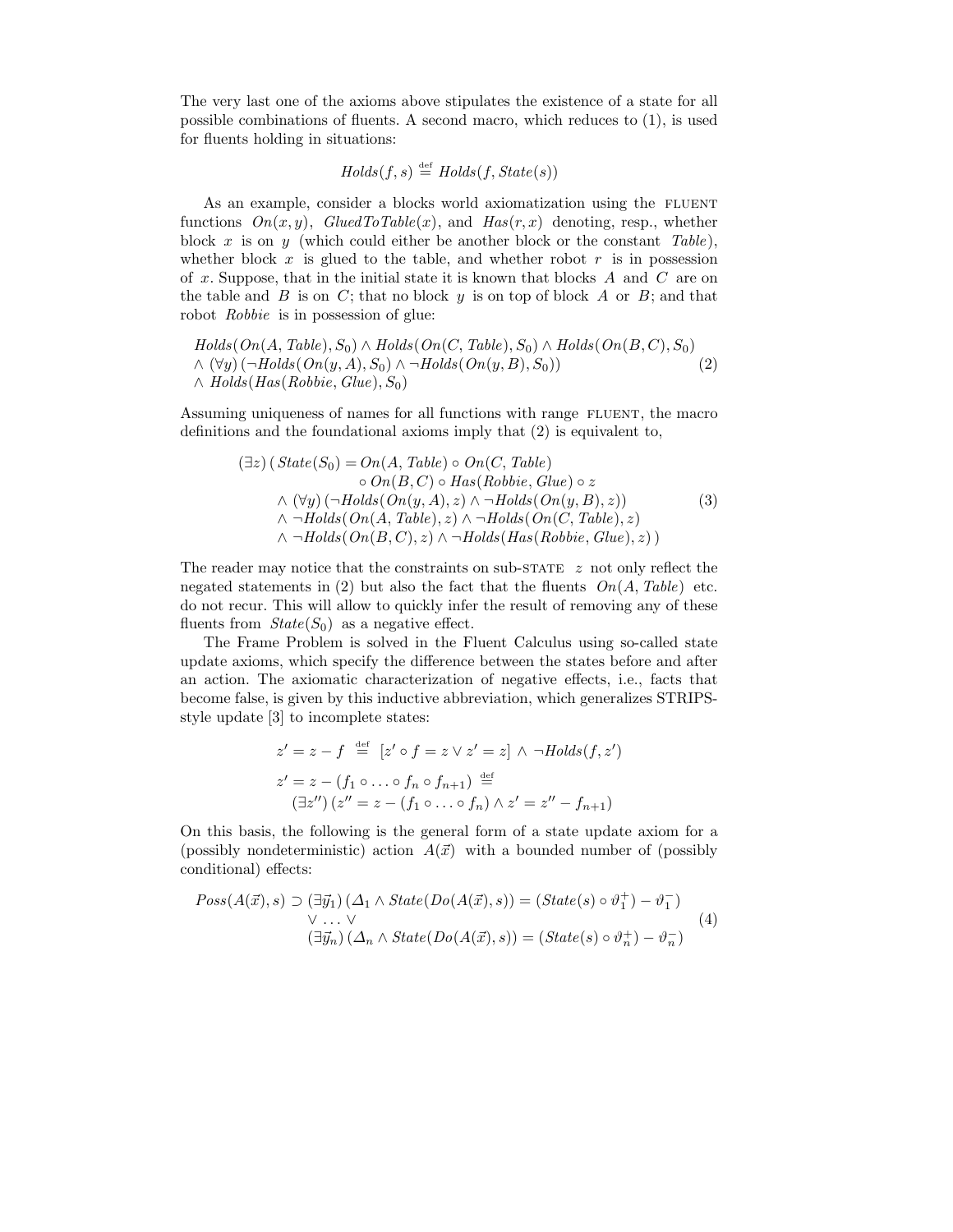The very last one of the axioms above stipulates the existence of a state for all possible combinations of fluents. A second macro, which reduces to (1), is used for fluents holding in situations:

$$Holds(f, s) \stackrel{\text{def}}{=} Holds(f, State(s))$$

As an example, consider a blocks world axiomatization using the FLUENT functions $On(x, y)$, $GluedToTable(x)$, and $Has(r, x)$ denoting, resp., whether block $x$ is on $y$ (which could either be another block or the constant $Table$), whether block $x$ is glued to the table, and whether robot $r$ is in possession of $x$. Suppose, that in the initial state it is known that blocks $A$ and $C$ are on the table and $B$ is on $C$; that no block $y$ is on top of block $A$ or $B$; and that robot $Robbie$ is in possession of glue:

$$\begin{array}{l} Holds(On(A, Table), S_0) \wedge Holds(On(C, Table), S_0) \wedge Holds(On(B, C), S_0) \\ \wedge\ (\forall y)\,(\neg Holds(On(y, A), S_0) \wedge \neg Holds(On(y, B), S_0)) \\ \wedge\ Holds(Has(Robbie, Glue), S_0) \end{array} \tag{2}$$

Assuming uniqueness of names for all functions with range FLUENT, the macro definitions and the foundational axioms imply that (2) is equivalent to,

$$\begin{array}{rl} (\exists z)\,(\,State(S_0) = & On(A, Table) \circ On(C, Table) \\ & \circ\ On(B, C) \circ Has(Robbie, Glue) \circ z \\ \wedge & (\forall y)\,(\neg Holds(On(y, A), z) \wedge \neg Holds(On(y, B), z)) \\ \wedge & \neg Holds(On(A, Table), z) \wedge \neg Holds(On(C, Table), z) \\ \wedge & \neg Holds(On(B, C), z) \wedge \neg Holds(Has(Robbie, Glue), z)\,) \end{array} \tag{3}$$

The reader may notice that the constraints on sub-STATE $z$ not only reflect the negated statements in (2) but also the fact that the fluents $On(A, Table)$ etc. do not recur. This will allow to quickly infer the result of removing any of these fluents from $State(S_0)$ as a negative effect.

The Frame Problem is solved in the Fluent Calculus using so-called state update axioms, which specify the difference between the states before and after an action. The axiomatic characterization of negative effects, i.e., facts that become false, is given by this inductive abbreviation, which generalizes STRIPS-style update [3] to incomplete states:

$$z' = z - f \stackrel{\text{def}}{=} [z' \circ f = z \vee z' = z] \wedge \neg Holds(f, z')$$

$$\begin{array}{l} z' = z - (f_1 \circ \ldots \circ f_n \circ f_{n+1}) \stackrel{\text{def}}{=} \\ \quad (\exists z'')\,(z'' = z - (f_1 \circ \ldots \circ f_n) \wedge z' = z'' - f_{n+1}) \end{array}$$

On this basis, the following is the general form of a state update axiom for a (possibly nondeterministic) action $A(\vec{x})$ with a bounded number of (possibly conditional) effects:

$$\begin{array}{rl} Poss(A(\vec{x}), s) \supset & (\exists \vec{y}_1)\,(\Delta_1 \wedge State(Do(A(\vec{x}), s)) = (State(s) \circ \vartheta_1^+) - \vartheta_1^-) \\ & \vee \ldots \vee \\ & (\exists \vec{y}_n)\,(\Delta_n \wedge State(Do(A(\vec{x}), s)) = (State(s) \circ \vartheta_n^+) - \vartheta_n^-) \end{array} \tag{4}$$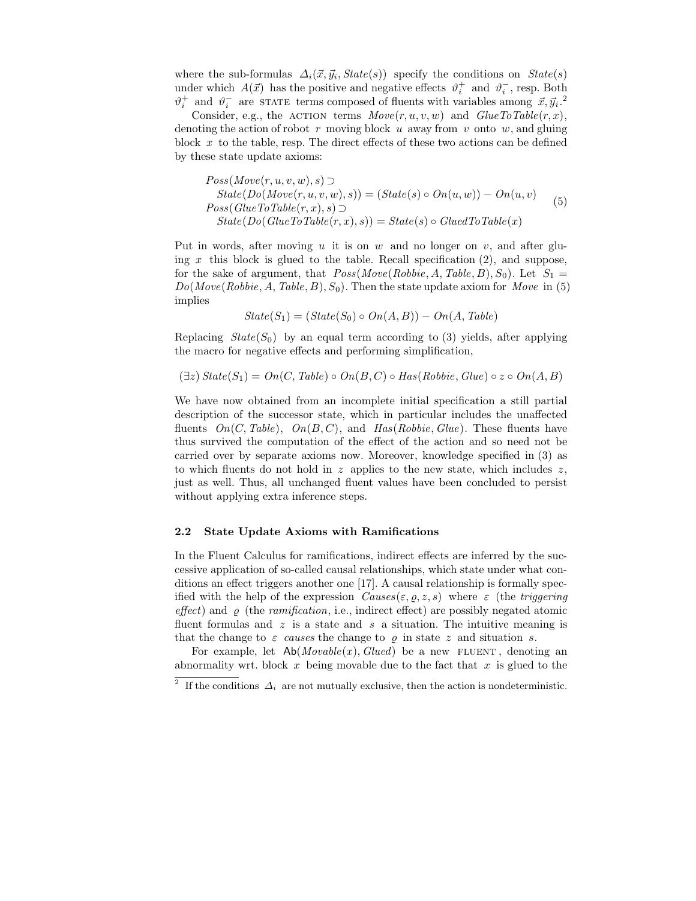where the sub-formulas $\Delta_i(\vec{x}, \vec{y}_i, State(s))$ specify the conditions on $State(s)$ under which $A(\vec{x})$ has the positive and negative effects $\vartheta_i^+$ and $\vartheta_i^-$, resp. Both $\vartheta_i^+$ and $\vartheta_i^-$ are STATE terms composed of fluents with variables among $\vec{x}, \vec{y}_i$.[2]

Consider, e.g., the ACTION terms $Move(r, u, v, w)$ and $GlueToTable(r, x)$, denoting the action of robot $r$ moving block $u$ away from $v$ onto $w$, and gluing block $x$ to the table, resp. The direct effects of these two actions can be defined by these state update axioms:

$$
\begin{aligned}
&Poss(Move(r,u,v,w), s) \supset \\
&\quad State(Do(Move(r,u,v,w), s)) = (State(s) \circ On(u,w)) - On(u,v) \\
&Poss(GlueToTable(r,x), s) \supset \\
&\quad State(Do(GlueToTable(r,x), s)) = State(s) \circ GluedToTable(x)
\end{aligned}
\tag{5}
$$

Put in words, after moving $u$ it is on $w$ and no longer on $v$, and after gluing $x$ this block is glued to the table. Recall specification (2), and suppose, for the sake of argument, that $Poss(Move(Robbie, A, Table, B), S_0)$. Let $S_1 = Do(Move(Robbie, A, Table, B), S_0)$. Then the state update axiom for $Move$ in (5) implies

$$State(S_1) = (State(S_0) \circ On(A, B)) - On(A, Table)$$

Replacing $State(S_0)$ by an equal term according to (3) yields, after applying the macro for negative effects and performing simplification,

$$(\exists z)\, State(S_1) = On(C, Table) \circ On(B, C) \circ Has(Robbie, Glue) \circ z \circ On(A, B)$$

We have now obtained from an incomplete initial specification a still partial description of the successor state, which in particular includes the unaffected fluents $On(C, Table)$, $On(B, C)$, and $Has(Robbie, Glue)$. These fluents have thus survived the computation of the effect of the action and so need not be carried over by separate axioms now. Moreover, knowledge specified in (3) as to which fluents do not hold in $z$ applies to the new state, which includes $z$, just as well. Thus, all unchanged fluent values have been concluded to persist without applying extra inference steps.

### 2.2 State Update Axioms with Ramifications

In the Fluent Calculus for ramifications, indirect effects are inferred by the successive application of so-called causal relationships, which state under what conditions an effect triggers another one [17]. A causal relationship is formally specified with the help of the expression $Causes(\varepsilon, \varrho, z, s)$ where $\varepsilon$ (the *triggering effect*) and $\varrho$ (the *ramification*, i.e., indirect effect) are possibly negated atomic fluent formulas and $z$ is a state and $s$ a situation. The intuitive meaning is that the change to $\varepsilon$ *causes* the change to $\varrho$ in state $z$ and situation $s$.

For example, let $\mathsf{Ab}(Movable(x), Glued)$ be a new FLUENT, denoting an abnormality wrt. block $x$ being movable due to the fact that $x$ is glued to the

---

[2] If the conditions $\Delta_i$ are not mutually exclusive, then the action is nondeterministic.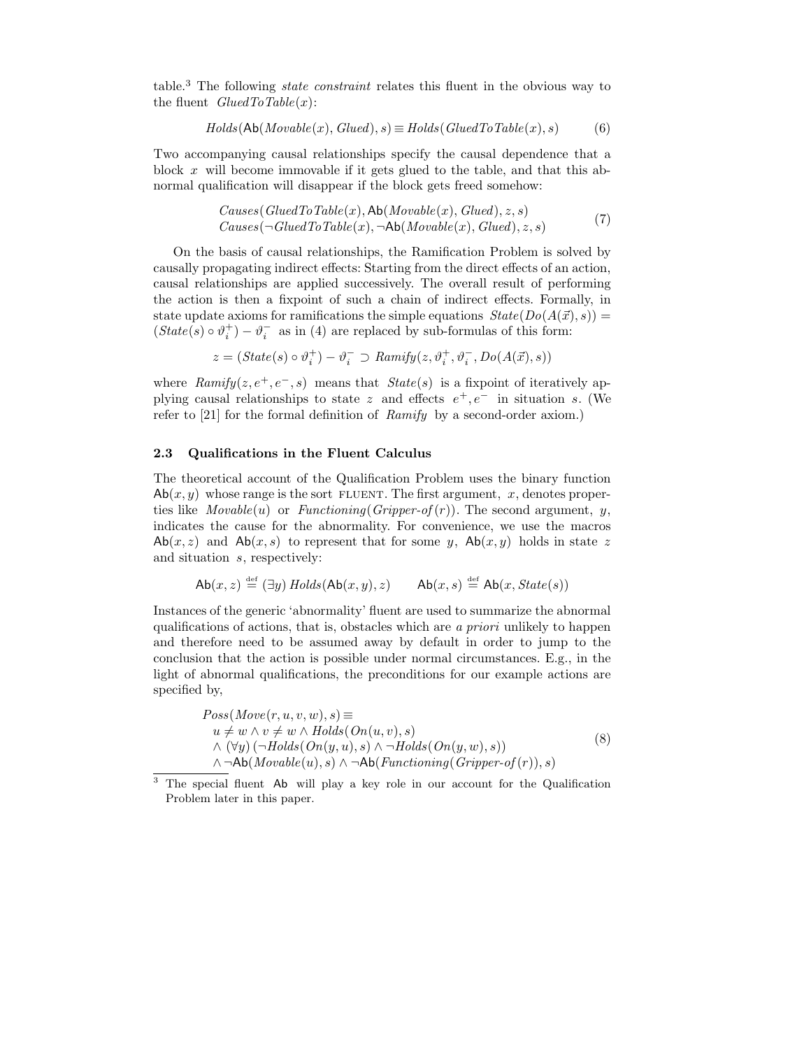table.[3] The following *state constraint* relates this fluent in the obvious way to the fluent $\mathit{GluedToTable}(x)$:

$$\mathit{Holds}(\mathsf{Ab}(\mathit{Movable}(x), \mathit{Glued}), s) \equiv \mathit{Holds}(\mathit{GluedToTable}(x), s) \tag{6}$$

Two accompanying causal relationships specify the causal dependence that a block $x$ will become immovable if it gets glued to the table, and that this abnormal qualification will disappear if the block gets freed somehow:

$$\begin{array}{l} \mathit{Causes}(\mathit{GluedToTable}(x), \mathsf{Ab}(\mathit{Movable}(x), \mathit{Glued}), z, s) \\ \mathit{Causes}(\neg \mathit{GluedToTable}(x), \neg \mathsf{Ab}(\mathit{Movable}(x), \mathit{Glued}), z, s) \end{array} \tag{7}$$

On the basis of causal relationships, the Ramification Problem is solved by causally propagating indirect effects: Starting from the direct effects of an action, causal relationships are applied successively. The overall result of performing the action is then a fixpoint of such a chain of indirect effects. Formally, in state update axioms for ramifications the simple equations $\mathit{State}(\mathit{Do}(A(\vec{x}), s)) = (\mathit{State}(s) \circ \vartheta_i^+) - \vartheta_i^-$ as in (4) are replaced by sub-formulas of this form:

$$z = (\mathit{State}(s) \circ \vartheta_i^+) - \vartheta_i^- \supset \mathit{Ramify}(z, \vartheta_i^+, \vartheta_i^-, \mathit{Do}(A(\vec{x}), s))$$

where $\mathit{Ramify}(z, e^+, e^-, s)$ means that $\mathit{State}(s)$ is a fixpoint of iteratively applying causal relationships to state $z$ and effects $e^+, e^-$ in situation $s$. (We refer to [21] for the formal definition of $\mathit{Ramify}$ by a second-order axiom.)

### 2.3 Qualifications in the Fluent Calculus

The theoretical account of the Qualification Problem uses the binary function $\mathsf{Ab}(x, y)$ whose range is the sort FLUENT. The first argument, $x$, denotes properties like $\mathit{Movable}(u)$ or $\mathit{Functioning}(\mathit{Gripper\text{-}of}(r))$. The second argument, $y$, indicates the cause for the abnormality. For convenience, we use the macros $\mathsf{Ab}(x, z)$ and $\mathsf{Ab}(x, s)$ to represent that for some $y$, $\mathsf{Ab}(x, y)$ holds in state $z$ and situation $s$, respectively:

$$\mathsf{Ab}(x, z) \stackrel{\text{def}}{=} (\exists y)\, \mathit{Holds}(\mathsf{Ab}(x, y), z) \qquad \mathsf{Ab}(x, s) \stackrel{\text{def}}{=} \mathsf{Ab}(x, \mathit{State}(s))$$

Instances of the generic 'abnormality' fluent are used to summarize the abnormal qualifications of actions, that is, obstacles which are *a priori* unlikely to happen and therefore need to be assumed away by default in order to jump to the conclusion that the action is possible under normal circumstances. E.g., in the light of abnormal qualifications, the preconditions for our example actions are specified by,

$$\begin{array}{l} \mathit{Poss}(\mathit{Move}(r, u, v, w), s) \equiv \\ \quad u \neq w \wedge v \neq w \wedge \mathit{Holds}(\mathit{On}(u, v), s) \\ \quad \wedge\, (\forall y)\, (\neg \mathit{Holds}(\mathit{On}(y, u), s) \wedge \neg \mathit{Holds}(\mathit{On}(y, w), s)) \\ \quad \wedge\, \neg \mathsf{Ab}(\mathit{Movable}(u), s) \wedge \neg \mathsf{Ab}(\mathit{Functioning}(\mathit{Gripper\text{-}of}(r)), s) \end{array} \tag{8}$$

[3] The special fluent $\mathsf{Ab}$ will play a key role in our account for the Qualification Problem later in this paper.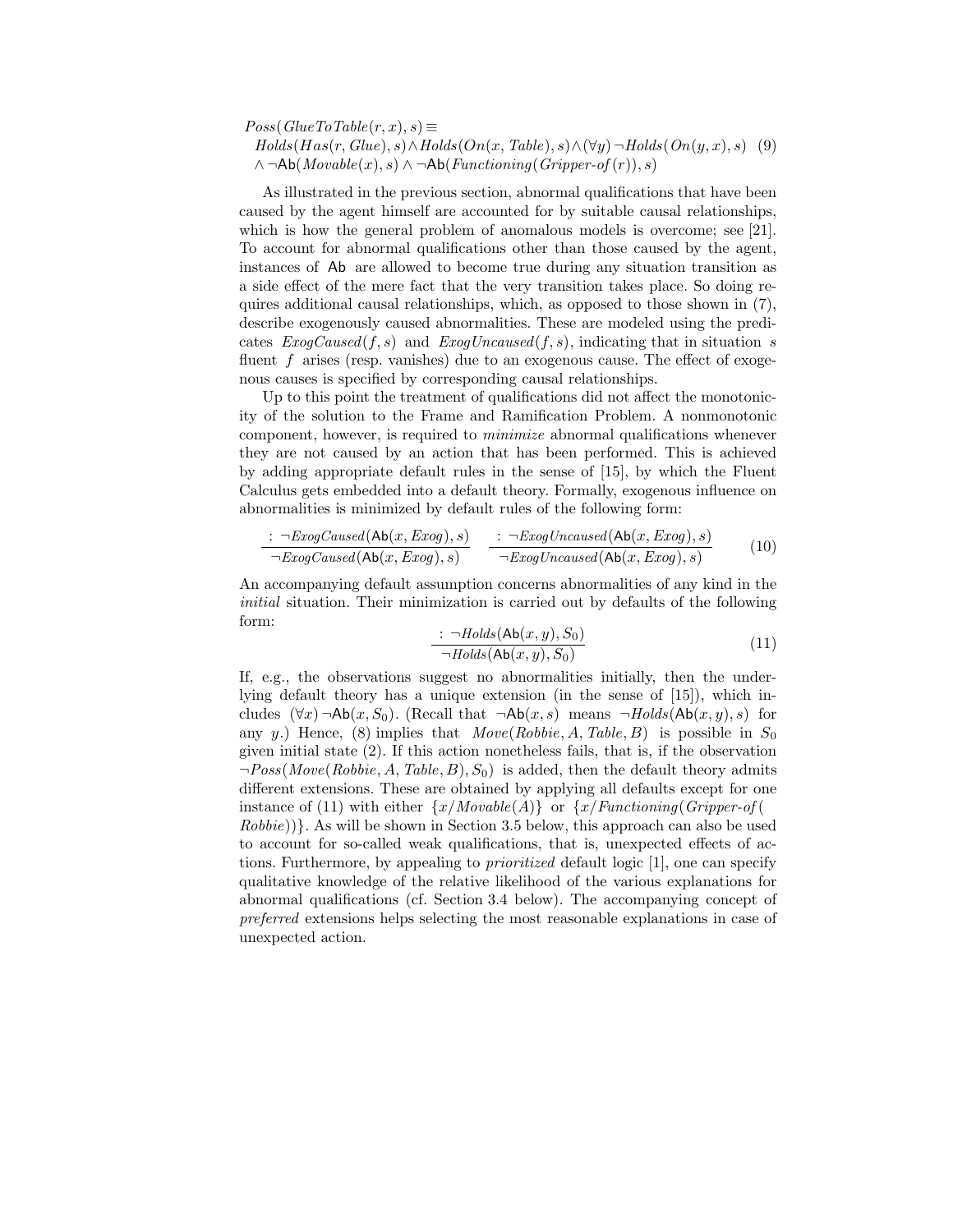$$
\begin{aligned}
&Poss(\mathit{GlueToTable}(r,x),s) \equiv \\
&\quad Holds(Has(r,Glue),s) \wedge Holds(On(x,\mathit{Table}),s) \wedge (\forall y)\,\neg Holds(On(y,x),s) \quad (9)\\
&\quad \wedge \neg \mathsf{Ab}(Movable(x),s) \wedge \neg \mathsf{Ab}(Functioning(Gripper\text{-}of(r)),s)
\end{aligned}
$$

As illustrated in the previous section, abnormal qualifications that have been caused by the agent himself are accounted for by suitable causal relationships, which is how the general problem of anomalous models is overcome; see [21]. To account for abnormal qualifications other than those caused by the agent, instances of $\mathsf{Ab}$ are allowed to become true during any situation transition as a side effect of the mere fact that the very transition takes place. So doing requires additional causal relationships, which, as opposed to those shown in (7), describe exogenously caused abnormalities. These are modeled using the predicates $ExogCaused(f,s)$ and $ExogUncaused(f,s)$, indicating that in situation $s$ fluent $f$ arises (resp. vanishes) due to an exogenous cause. The effect of exogenous causes is specified by corresponding causal relationships.

Up to this point the treatment of qualifications did not affect the monotonicity of the solution to the Frame and Ramification Problem. A nonmonotonic component, however, is required to *minimize* abnormal qualifications whenever they are not caused by an action that has been performed. This is achieved by adding appropriate default rules in the sense of [15], by which the Fluent Calculus gets embedded into a default theory. Formally, exogenous influence on abnormalities is minimized by default rules of the following form:

$$
\frac{:\ \neg ExogCaused(\mathsf{Ab}(x,Exog),s)}{\neg ExogCaused(\mathsf{Ab}(x,Exog),s)} \qquad \frac{:\ \neg ExogUncaused(\mathsf{Ab}(x,Exog),s)}{\neg ExogUncaused(\mathsf{Ab}(x,Exog),s)} \tag{10}
$$

An accompanying default assumption concerns abnormalities of any kind in the *initial* situation. Their minimization is carried out by defaults of the following form:

$$
\frac{:\ \neg Holds(\mathsf{Ab}(x,y),S_0)}{\neg Holds(\mathsf{Ab}(x,y),S_0)} \tag{11}
$$

If, e.g., the observations suggest no abnormalities initially, then the underlying default theory has a unique extension (in the sense of [15]), which includes $(\forall x)\,\neg\mathsf{Ab}(x,S_0)$. (Recall that $\neg\mathsf{Ab}(x,s)$ means $\neg Holds(\mathsf{Ab}(x,y),s)$ for any $y$.) Hence, (8) implies that $Move(Robbie,A,Table,B)$ is possible in $S_0$ given initial state (2). If this action nonetheless fails, that is, if the observation $\neg Poss(Move(Robbie,A,Table,B),S_0)$ is added, then the default theory admits different extensions. These are obtained by applying all defaults except for one instance of (11) with either $\{x/Movable(A)\}$ or $\{x/Functioning(Gripper\text{-}of(Robbie))\}$. As will be shown in Section 3.5 below, this approach can also be used to account for so-called weak qualifications, that is, unexpected effects of actions. Furthermore, by appealing to *prioritized* default logic [1], one can specify qualitative knowledge of the relative likelihood of the various explanations for abnormal qualifications (cf. Section 3.4 below). The accompanying concept of *preferred* extensions helps selecting the most reasonable explanations in case of unexpected action.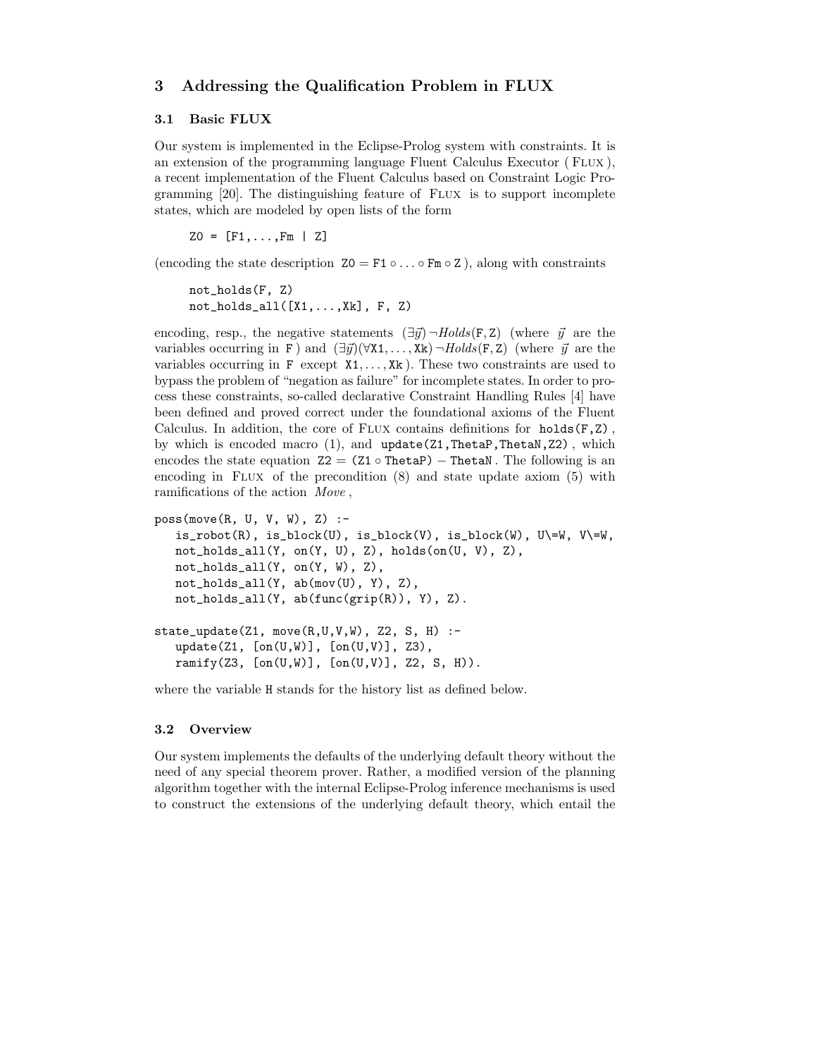## 3 Addressing the Qualification Problem in FLUX

### 3.1 Basic FLUX

Our system is implemented in the Eclipse-Prolog system with constraints. It is an extension of the programming language Fluent Calculus Executor ( FLUX ), a recent implementation of the Fluent Calculus based on Constraint Logic Programming [20]. The distinguishing feature of FLUX is to support incomplete states, which are modeled by open lists of the form

```
Z0 = [F1,...,Fm | Z]
```

(encoding the state description $\mathtt{Z0} = \mathtt{F1} \circ \ldots \circ \mathtt{Fm} \circ \mathtt{Z}$ ), along with constraints

```
not_holds(F, Z)
not_holds_all([X1,...,Xk], F, Z)
```

encoding, resp., the negative statements $(\exists \vec{y})\, \neg \mathit{Holds}(\mathtt{F},\mathtt{Z})$ (where $\vec{y}$ are the variables occurring in F ) and $(\exists \vec{y})(\forall \mathtt{X1}, \ldots, \mathtt{Xk})\, \neg \mathit{Holds}(\mathtt{F},\mathtt{Z})$ (where $\vec{y}$ are the variables occurring in F except $\mathtt{X1}, \ldots, \mathtt{Xk}$ ). These two constraints are used to bypass the problem of "negation as failure" for incomplete states. In order to process these constraints, so-called declarative Constraint Handling Rules [4] have been defined and proved correct under the foundational axioms of the Fluent Calculus. In addition, the core of FLUX contains definitions for `holds(F,Z)` , by which is encoded macro (1), and `update(Z1,ThetaP,ThetaN,Z2)` , which encodes the state equation $\mathtt{Z2} = (\mathtt{Z1} \circ \mathtt{ThetaP}) - \mathtt{ThetaN}$ . The following is an encoding in FLUX of the precondition (8) and state update axiom (5) with ramifications of the action *Move* ,

```
poss(move(R, U, V, W), Z) :-
   is_robot(R), is_block(U), is_block(V), is_block(W), U\=W, V\=W,
   not_holds_all(Y, on(Y, U), Z), holds(on(U, V), Z),
   not_holds_all(Y, on(Y, W), Z),
   not_holds_all(Y, ab(mov(U), Y), Z),
   not_holds_all(Y, ab(func(grip(R)), Y), Z).

state_update(Z1, move(R,U,V,W), Z2, S, H) :-
   update(Z1, [on(U,W)], [on(U,V)], Z3),
   ramify(Z3, [on(U,W)], [on(U,V)], Z2, S, H)).
```

where the variable H stands for the history list as defined below.

### 3.2 Overview

Our system implements the defaults of the underlying default theory without the need of any special theorem prover. Rather, a modified version of the planning algorithm together with the internal Eclipse-Prolog inference mechanisms is used to construct the extensions of the underlying default theory, which entail the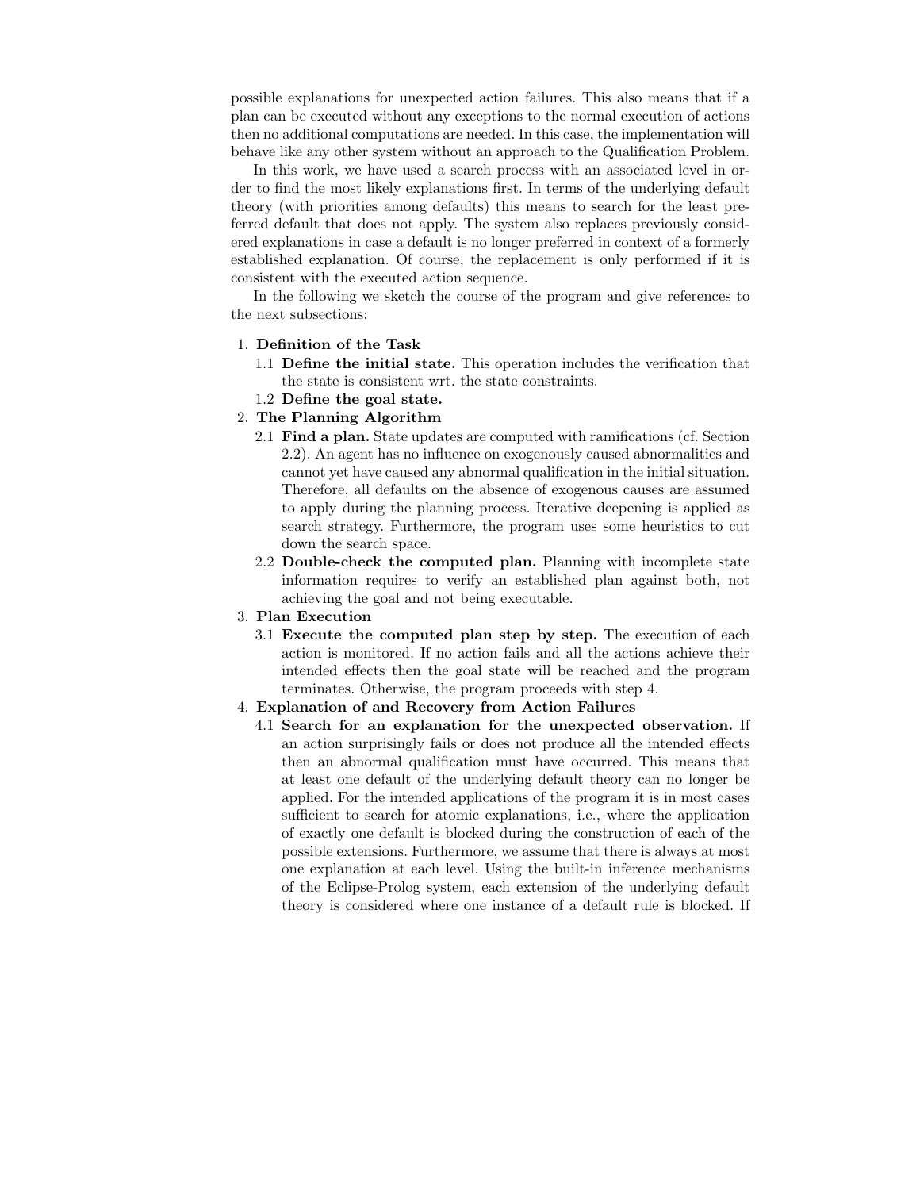possible explanations for unexpected action failures. This also means that if a plan can be executed without any exceptions to the normal execution of actions then no additional computations are needed. In this case, the implementation will behave like any other system without an approach to the Qualification Problem.

In this work, we have used a search process with an associated level in order to find the most likely explanations first. In terms of the underlying default theory (with priorities among defaults) this means to search for the least preferred default that does not apply. The system also replaces previously considered explanations in case a default is no longer preferred in context of a formerly established explanation. Of course, the replacement is only performed if it is consistent with the executed action sequence.

In the following we sketch the course of the program and give references to the next subsections:

1. **Definition of the Task**
   1.1 **Define the initial state.** This operation includes the verification that the state is consistent wrt. the state constraints.
   1.2 **Define the goal state.**
2. **The Planning Algorithm**
   2.1 **Find a plan.** State updates are computed with ramifications (cf. Section 2.2). An agent has no influence on exogenously caused abnormalities and cannot yet have caused any abnormal qualification in the initial situation. Therefore, all defaults on the absence of exogenous causes are assumed to apply during the planning process. Iterative deepening is applied as search strategy. Furthermore, the program uses some heuristics to cut down the search space.
   2.2 **Double-check the computed plan.** Planning with incomplete state information requires to verify an established plan against both, not achieving the goal and not being executable.
3. **Plan Execution**
   3.1 **Execute the computed plan step by step.** The execution of each action is monitored. If no action fails and all the actions achieve their intended effects then the goal state will be reached and the program terminates. Otherwise, the program proceeds with step 4.
4. **Explanation of and Recovery from Action Failures**
   4.1 **Search for an explanation for the unexpected observation.** If an action surprisingly fails or does not produce all the intended effects then an abnormal qualification must have occurred. This means that at least one default of the underlying default theory can no longer be applied. For the intended applications of the program it is in most cases sufficient to search for atomic explanations, i.e., where the application of exactly one default is blocked during the construction of each of the possible extensions. Furthermore, we assume that there is always at most one explanation at each level. Using the built-in inference mechanisms of the Eclipse-Prolog system, each extension of the underlying default theory is considered where one instance of a default rule is blocked. If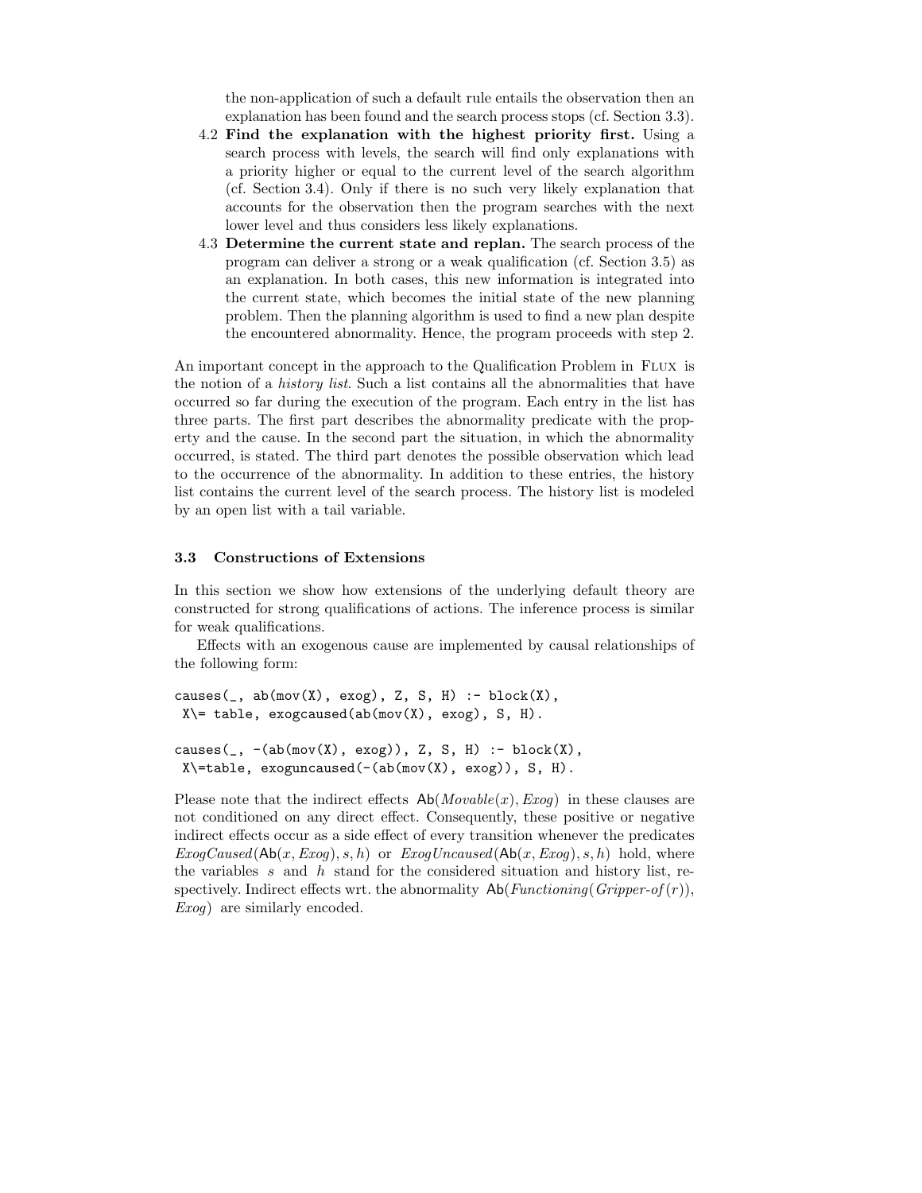the non-application of such a default rule entails the observation then an explanation has been found and the search process stops (cf. Section 3.3).

4.2 **Find the explanation with the highest priority first.** Using a search process with levels, the search will find only explanations with a priority higher or equal to the current level of the search algorithm (cf. Section 3.4). Only if there is no such very likely explanation that accounts for the observation then the program searches with the next lower level and thus considers less likely explanations.

4.3 **Determine the current state and replan.** The search process of the program can deliver a strong or a weak qualification (cf. Section 3.5) as an explanation. In both cases, this new information is integrated into the current state, which becomes the initial state of the new planning problem. Then the planning algorithm is used to find a new plan despite the encountered abnormality. Hence, the program proceeds with step 2.

An important concept in the approach to the Qualification Problem in FLUX is the notion of a *history list*. Such a list contains all the abnormalities that have occurred so far during the execution of the program. Each entry in the list has three parts. The first part describes the abnormality predicate with the property and the cause. In the second part the situation, in which the abnormality occurred, is stated. The third part denotes the possible observation which lead to the occurrence of the abnormality. In addition to these entries, the history list contains the current level of the search process. The history list is modeled by an open list with a tail variable.

### 3.3 Constructions of Extensions

In this section we show how extensions of the underlying default theory are constructed for strong qualifications of actions. The inference process is similar for weak qualifications.

Effects with an exogenous cause are implemented by causal relationships of the following form:

```
causes(_, ab(mov(X), exog), Z, S, H) :- block(X),
 X\= table, exogcaused(ab(mov(X), exog), S, H).

causes(_, -(ab(mov(X), exog)), Z, S, H) :- block(X),
 X\=table, exoguncaused(-(ab(mov(X), exog)), S, H).
```

Please note that the indirect effects $\mathsf{Ab}(Movable(x), Exog)$ in these clauses are not conditioned on any direct effect. Consequently, these positive or negative indirect effects occur as a side effect of every transition whenever the predicates $ExogCaused(\mathsf{Ab}(x, Exog), s, h)$ or $ExogUncaused(\mathsf{Ab}(x, Exog), s, h)$ hold, where the variables $s$ and $h$ stand for the considered situation and history list, respectively. Indirect effects wrt. the abnormality $\mathsf{Ab}(Functioning(Gripper\text{-}of(r)), Exog)$ are similarly encoded.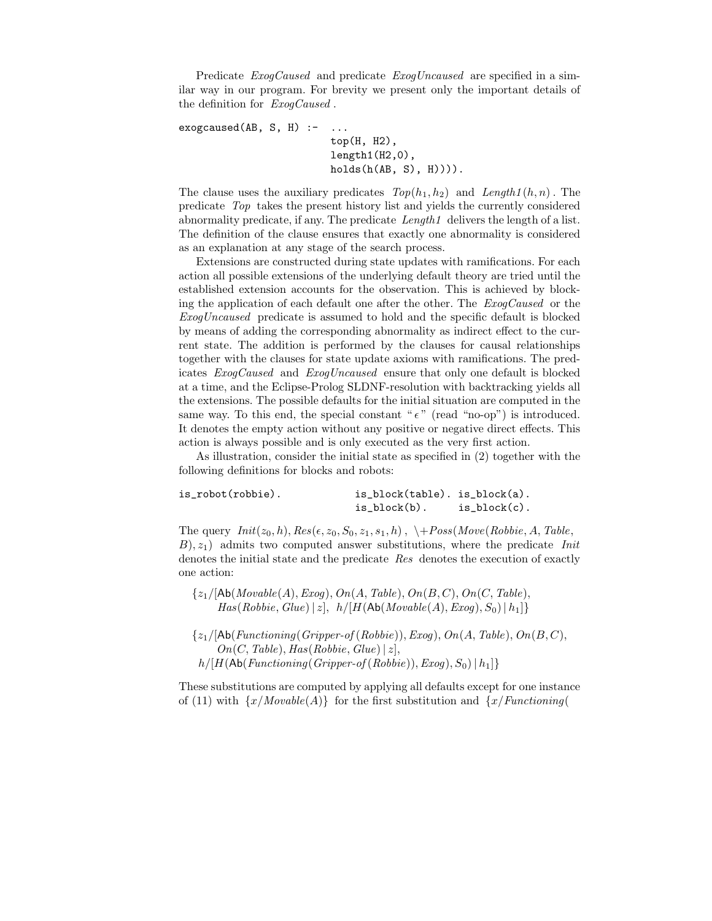Predicate *ExogCaused* and predicate *ExogUncaused* are specified in a similar way in our program. For brevity we present only the important details of the definition for *ExogCaused* .

```
exogcaused(AB, S, H) :-  ...
                         top(H, H2),
                         length1(H2,0),
                         holds(h(AB, S), H)))).
```

The clause uses the auxiliary predicates $Top(h_1, h_2)$ and $Length1(h, n)$ . The predicate *Top* takes the present history list and yields the currently considered abnormality predicate, if any. The predicate *Length1* delivers the length of a list. The definition of the clause ensures that exactly one abnormality is considered as an explanation at any stage of the search process.

Extensions are constructed during state updates with ramifications. For each action all possible extensions of the underlying default theory are tried until the established extension accounts for the observation. This is achieved by blocking the application of each default one after the other. The *ExogCaused* or the *ExogUncaused* predicate is assumed to hold and the specific default is blocked by means of adding the corresponding abnormality as indirect effect to the current state. The addition is performed by the clauses for causal relationships together with the clauses for state update axioms with ramifications. The predicates *ExogCaused* and *ExogUncaused* ensure that only one default is blocked at a time, and the Eclipse-Prolog SLDNF-resolution with backtracking yields all the extensions. The possible defaults for the initial situation are computed in the same way. To this end, the special constant " $\epsilon$ " (read "no-op") is introduced. It denotes the empty action without any positive or negative direct effects. This action is always possible and is only executed as the very first action.

As illustration, consider the initial state as specified in (2) together with the following definitions for blocks and robots:

```
is_robot(robbie).            is_block(table). is_block(a).
                             is_block(b).     is_block(c).
```

The query $Init(z_0, h), Res(\epsilon, z_0, S_0, z_1, s_1, h)$ , $\backslash+Poss(Move(Robbie, A, Table, B), z_1)$ admits two computed answer substitutions, where the predicate *Init* denotes the initial state and the predicate *Res* denotes the execution of exactly one action:

$$\{z_1/[\mathsf{Ab}(Movable(A), Exog), On(A, Table), On(B, C), On(C, Table), Has(Robbie, Glue) \,|\, z],\ \ h/[H(\mathsf{Ab}(Movable(A), Exog), S_0) \,|\, h_1]\}$$

$$\{z_1/[\mathsf{Ab}(Functioning(Gripper\text{-}of(Robbie)), Exog), On(A, Table), On(B, C), On(C, Table), Has(Robbie, Glue) \,|\, z],\ h/[H(\mathsf{Ab}(Functioning(Gripper\text{-}of(Robbie)), Exog), S_0) \,|\, h_1]\}$$

These substitutions are computed by applying all defaults except for one instance of (11) with $\{x/Movable(A)\}$ for the first substitution and $\{x/Functioning($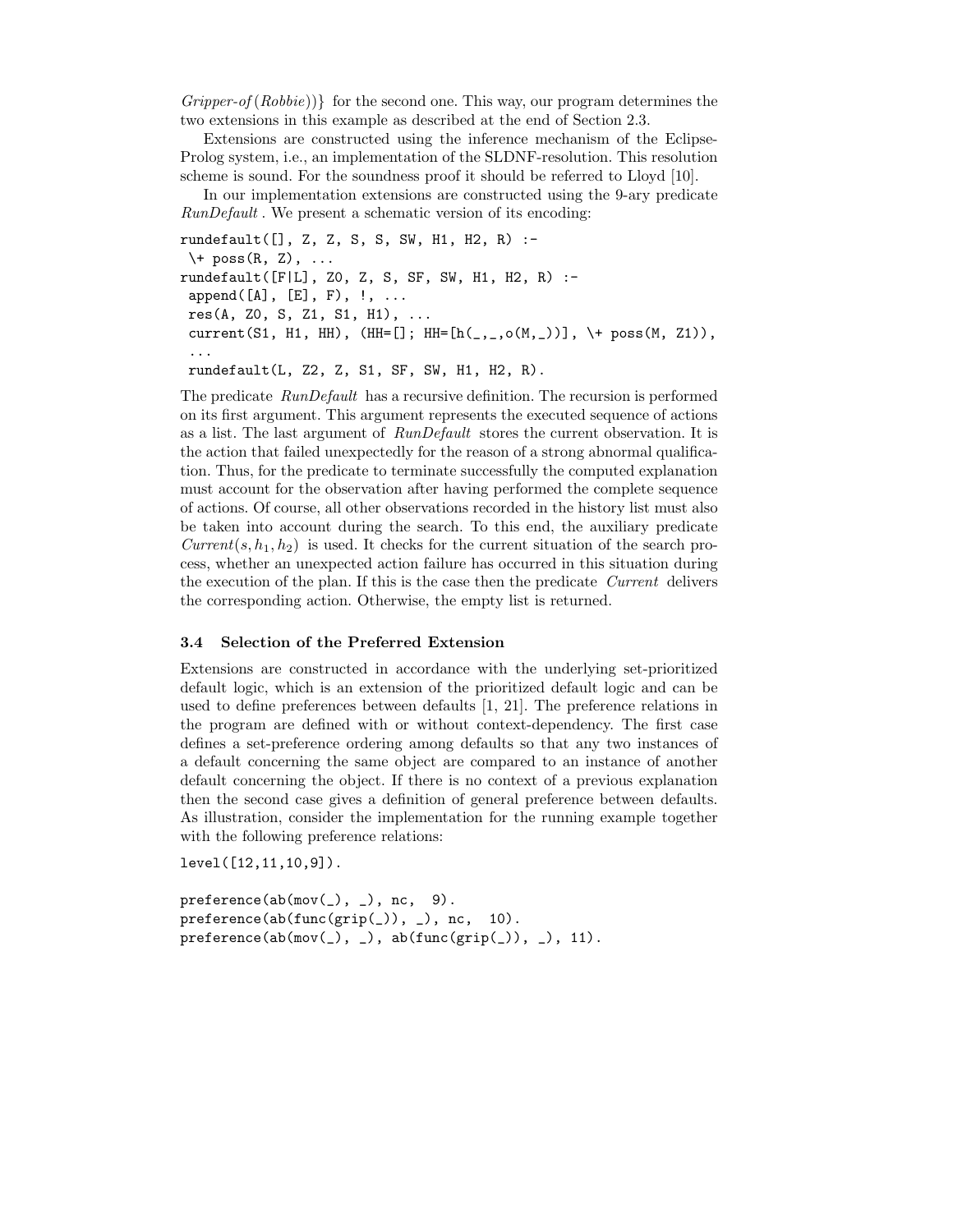*Gripper-of* (*Robbie*))} for the second one. This way, our program determines the two extensions in this example as described at the end of Section 2.3.

Extensions are constructed using the inference mechanism of the Eclipse-Prolog system, i.e., an implementation of the SLDNF-resolution. This resolution scheme is sound. For the soundness proof it should be referred to Lloyd [10].

In our implementation extensions are constructed using the 9-ary predicate *RunDefault*. We present a schematic version of its encoding:

```
rundefault([], Z, Z, S, S, SW, H1, H2, R) :-
 \+ poss(R, Z), ...
rundefault([F|L], Z0, Z, S, SF, SW, H1, H2, R) :-
 append([A], [E], F), !, ...
 res(A, Z0, S, Z1, S1, H1), ...
 current(S1, H1, HH), (HH=[]; HH=[h(_,_,o(M,_))], \+ poss(M, Z1)),
 ...
 rundefault(L, Z2, Z, S1, SF, SW, H1, H2, R).
```

The predicate *RunDefault* has a recursive definition. The recursion is performed on its first argument. This argument represents the executed sequence of actions as a list. The last argument of *RunDefault* stores the current observation. It is the action that failed unexpectedly for the reason of a strong abnormal qualification. Thus, for the predicate to terminate successfully the computed explanation must account for the observation after having performed the complete sequence of actions. Of course, all other observations recorded in the history list must also be taken into account during the search. To this end, the auxiliary predicate *Current*$(s, h_1, h_2)$ is used. It checks for the current situation of the search process, whether an unexpected action failure has occurred in this situation during the execution of the plan. If this is the case then the predicate *Current* delivers the corresponding action. Otherwise, the empty list is returned.

### 3.4 Selection of the Preferred Extension

Extensions are constructed in accordance with the underlying set-prioritized default logic, which is an extension of the prioritized default logic and can be used to define preferences between defaults [1, 21]. The preference relations in the program are defined with or without context-dependency. The first case defines a set-preference ordering among defaults so that any two instances of a default concerning the same object are compared to an instance of another default concerning the object. If there is no context of a previous explanation then the second case gives a definition of general preference between defaults. As illustration, consider the implementation for the running example together with the following preference relations:

```
level([12,11,10,9]).

preference(ab(mov(_), _), nc,  9).
preference(ab(func(grip(_)), _), nc,  10).
preference(ab(mov(_), _), ab(func(grip(_)), _), 11).
```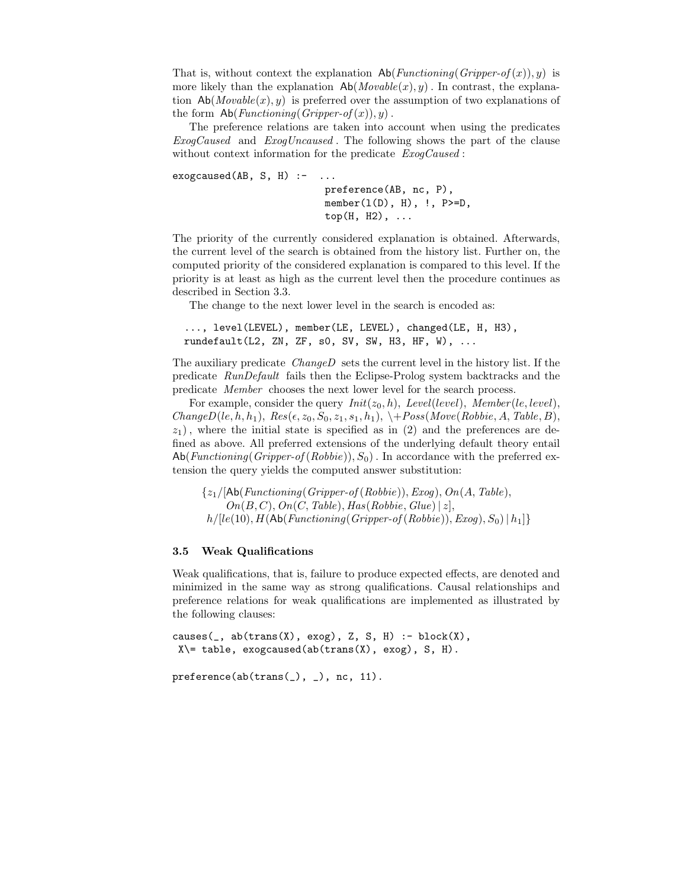That is, without context the explanation $\mathsf{Ab}(\mathit{Functioning}(\mathit{Gripper\text{-}of}(x)), y)$ is more likely than the explanation $\mathsf{Ab}(\mathit{Movable}(x), y)$. In contrast, the explanation $\mathsf{Ab}(\mathit{Movable}(x), y)$ is preferred over the assumption of two explanations of the form $\mathsf{Ab}(\mathit{Functioning}(\mathit{Gripper\text{-}of}(x)), y)$.

The preference relations are taken into account when using the predicates *ExogCaused* and *ExogUncaused*. The following shows the part of the clause without context information for the predicate *ExogCaused*:

```
exogcaused(AB, S, H) :-  ...
                         preference(AB, nc, P),
                         member(l(D), H), !, P>=D,
                         top(H, H2), ...
```

The priority of the currently considered explanation is obtained. Afterwards, the current level of the search is obtained from the history list. Further on, the computed priority of the considered explanation is compared to this level. If the priority is at least as high as the current level then the procedure continues as described in Section 3.3.

The change to the next lower level in the search is encoded as:

```
..., level(LEVEL), member(LE, LEVEL), changed(LE, H, H3),
rundefault(L2, ZN, ZF, s0, SV, SW, H3, HF, W), ...
```

The auxiliary predicate *ChangeD* sets the current level in the history list. If the predicate *RunDefault* fails then the Eclipse-Prolog system backtracks and the predicate *Member* chooses the next lower level for the search process.

For example, consider the query $\mathit{Init}(z_0, h)$, $\mathit{Level}(\mathit{level})$, $\mathit{Member}(\mathit{le}, \mathit{level})$, $\mathit{ChangeD}(\mathit{le}, h, h_1)$, $\mathit{Res}(\epsilon, z_0, S_0, z_1, s_1, h_1)$, $\backslash\!+\mathit{Poss}(\mathit{Move}(\mathit{Robbie}, A, \mathit{Table}, B), z_1)$, where the initial state is specified as in (2) and the preferences are defined as above. All preferred extensions of the underlying default theory entail $\mathsf{Ab}(\mathit{Functioning}(\mathit{Gripper\text{-}of}(\mathit{Robbie})), S_0)$. In accordance with the preferred extension the query yields the computed answer substitution:

$$\{z_1/[\mathsf{Ab}(\mathit{Functioning}(\mathit{Gripper\text{-}of}(\mathit{Robbie})), \mathit{Exog}), \mathit{On}(A, \mathit{Table}), \mathit{On}(B, C), \mathit{On}(C, \mathit{Table}), \mathit{Has}(\mathit{Robbie}, \mathit{Glue}) \mid z],$$
$$h/[\mathit{le}(10), H(\mathsf{Ab}(\mathit{Functioning}(\mathit{Gripper\text{-}of}(\mathit{Robbie})), \mathit{Exog}), S_0) \mid h_1]\}$$

### 3.5 Weak Qualifications

Weak qualifications, that is, failure to produce expected effects, are denoted and minimized in the same way as strong qualifications. Causal relationships and preference relations for weak qualifications are implemented as illustrated by the following clauses:

```
causes(_, ab(trans(X), exog), Z, S, H) :- block(X),
 X\= table, exogcaused(ab(trans(X), exog), S, H).

preference(ab(trans(_), _), nc, 11).
```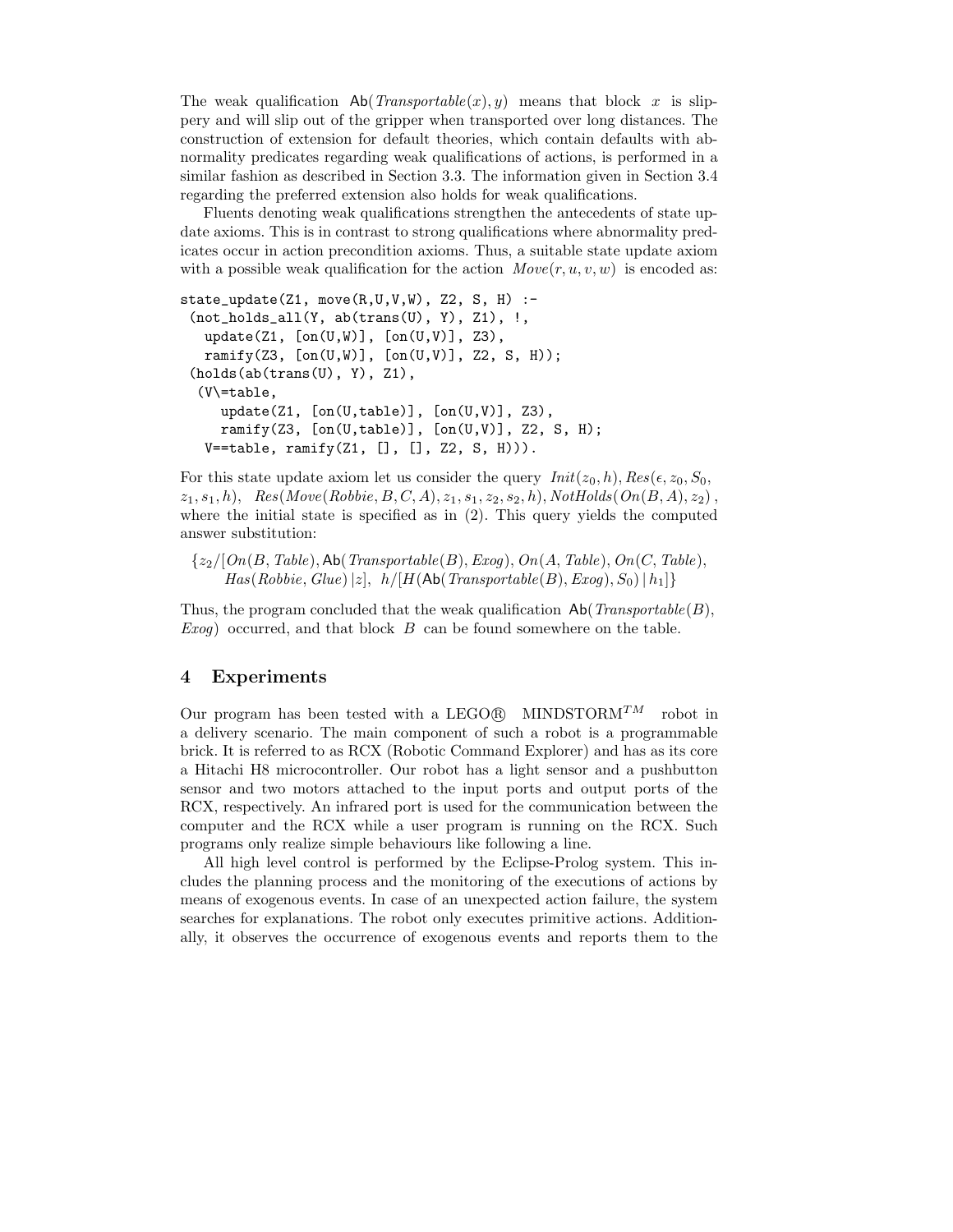The weak qualification $\mathsf{Ab}(\mathit{Transportable}(x), y)$ means that block $x$ is slippery and will slip out of the gripper when transported over long distances. The construction of extension for default theories, which contain defaults with abnormality predicates regarding weak qualifications of actions, is performed in a similar fashion as described in Section 3.3. The information given in Section 3.4 regarding the preferred extension also holds for weak qualifications.

Fluents denoting weak qualifications strengthen the antecedents of state update axioms. This is in contrast to strong qualifications where abnormality predicates occur in action precondition axioms. Thus, a suitable state update axiom with a possible weak qualification for the action $\mathit{Move}(r, u, v, w)$ is encoded as:

```
state_update(Z1, move(R,U,V,W), Z2, S, H) :-
 (not_holds_all(Y, ab(trans(U), Y), Z1), !,
   update(Z1, [on(U,W)], [on(U,V)], Z3),
   ramify(Z3, [on(U,W)], [on(U,V)], Z2, S, H));
 (holds(ab(trans(U), Y), Z1),
  (V\=table,
     update(Z1, [on(U,table)], [on(U,V)], Z3),
     ramify(Z3, [on(U,table)], [on(U,V)], Z2, S, H);
   V==table, ramify(Z1, [], [], Z2, S, H))).
```

For this state update axiom let us consider the query $\mathit{Init}(z_0, h), \mathit{Res}(\epsilon, z_0, S_0, z_1, s_1, h)$, $\mathit{Res}(\mathit{Move}(\mathit{Robbie}, B, C, A), z_1, s_1, z_2, s_2, h), \mathit{NotHolds}(\mathit{On}(B, A), z_2)$, where the initial state is specified as in (2). This query yields the computed answer substitution:

$$\{z_2/[\mathit{On}(B, \mathit{Table}), \mathsf{Ab}(\mathit{Transportable}(B), \mathit{Exog}), \mathit{On}(A, \mathit{Table}), \mathit{On}(C, \mathit{Table}), \mathit{Has}(\mathit{Robbie}, \mathit{Glue})\,|\,z],\ \ h/[H(\mathsf{Ab}(\mathit{Transportable}(B), \mathit{Exog}), S_0)\,|\,h_1]\}$$

Thus, the program concluded that the weak qualification $\mathsf{Ab}(\mathit{Transportable}(B), \mathit{Exog})$ occurred, and that block $B$ can be found somewhere on the table.

## 4 Experiments

Our program has been tested with a LEGO® MINDSTORM$^{TM}$ robot in a delivery scenario. The main component of such a robot is a programmable brick. It is referred to as RCX (Robotic Command Explorer) and has as its core a Hitachi H8 microcontroller. Our robot has a light sensor and a pushbutton sensor and two motors attached to the input ports and output ports of the RCX, respectively. An infrared port is used for the communication between the computer and the RCX while a user program is running on the RCX. Such programs only realize simple behaviours like following a line.

All high level control is performed by the Eclipse-Prolog system. This includes the planning process and the monitoring of the executions of actions by means of exogenous events. In case of an unexpected action failure, the system searches for explanations. The robot only executes primitive actions. Additionally, it observes the occurrence of exogenous events and reports them to the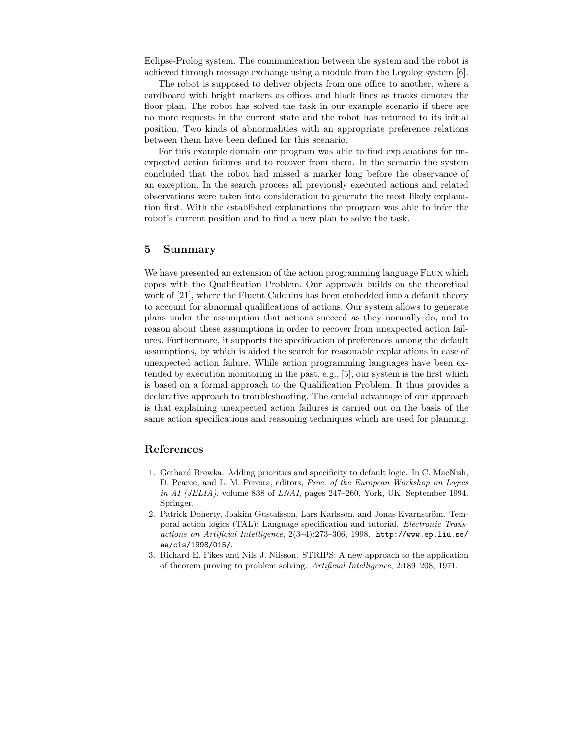Eclipse-Prolog system. The communication between the system and the robot is achieved through message exchange using a module from the Legolog system [6].

The robot is supposed to deliver objects from one office to another, where a cardboard with bright markers as offices and black lines as tracks denotes the floor plan. The robot has solved the task in our example scenario if there are no more requests in the current state and the robot has returned to its initial position. Two kinds of abnormalities with an appropriate preference relations between them have been defined for this scenario.

For this example domain our program was able to find explanations for unexpected action failures and to recover from them. In the scenario the system concluded that the robot had missed a marker long before the observance of an exception. In the search process all previously executed actions and related observations were taken into consideration to generate the most likely explanation first. With the established explanations the program was able to infer the robot's current position and to find a new plan to solve the task.

## 5 Summary

We have presented an extension of the action programming language Flux which copes with the Qualification Problem. Our approach builds on the theoretical work of [21], where the Fluent Calculus has been embedded into a default theory to account for abnormal qualifications of actions. Our system allows to generate plans under the assumption that actions succeed as they normally do, and to reason about these assumptions in order to recover from unexpected action failures. Furthermore, it supports the specification of preferences among the default assumptions, by which is aided the search for reasonable explanations in case of unexpected action failure. While action programming languages have been extended by execution monitoring in the past, e.g., [5], our system is the first which is based on a formal approach to the Qualification Problem. It thus provides a declarative approach to troubleshooting. The crucial advantage of our approach is that explaining unexpected action failures is carried out on the basis of the same action specifications and reasoning techniques which are used for planning.

## References

1. Gerhard Brewka. Adding priorities and specificity to default logic. In C. MacNish, D. Pearce, and L. M. Pereira, editors, *Proc. of the European Workshop on Logics in AI (JELIA)*, volume 838 of *LNAI*, pages 247–260, York, UK, September 1994. Springer.
2. Patrick Doherty, Joakim Gustafsson, Lars Karlsson, and Jonas Kvarnström. Temporal action logics (TAL): Language specification and tutorial. *Electronic Transactions on Artificial Intelligence*, 2(3–4):273–306, 1998. `http://www.ep.liu.se/ea/cis/1998/015/`.
3. Richard E. Fikes and Nils J. Nilsson. STRIPS: A new approach to the application of theorem proving to problem solving. *Artificial Intelligence*, 2:189–208, 1971.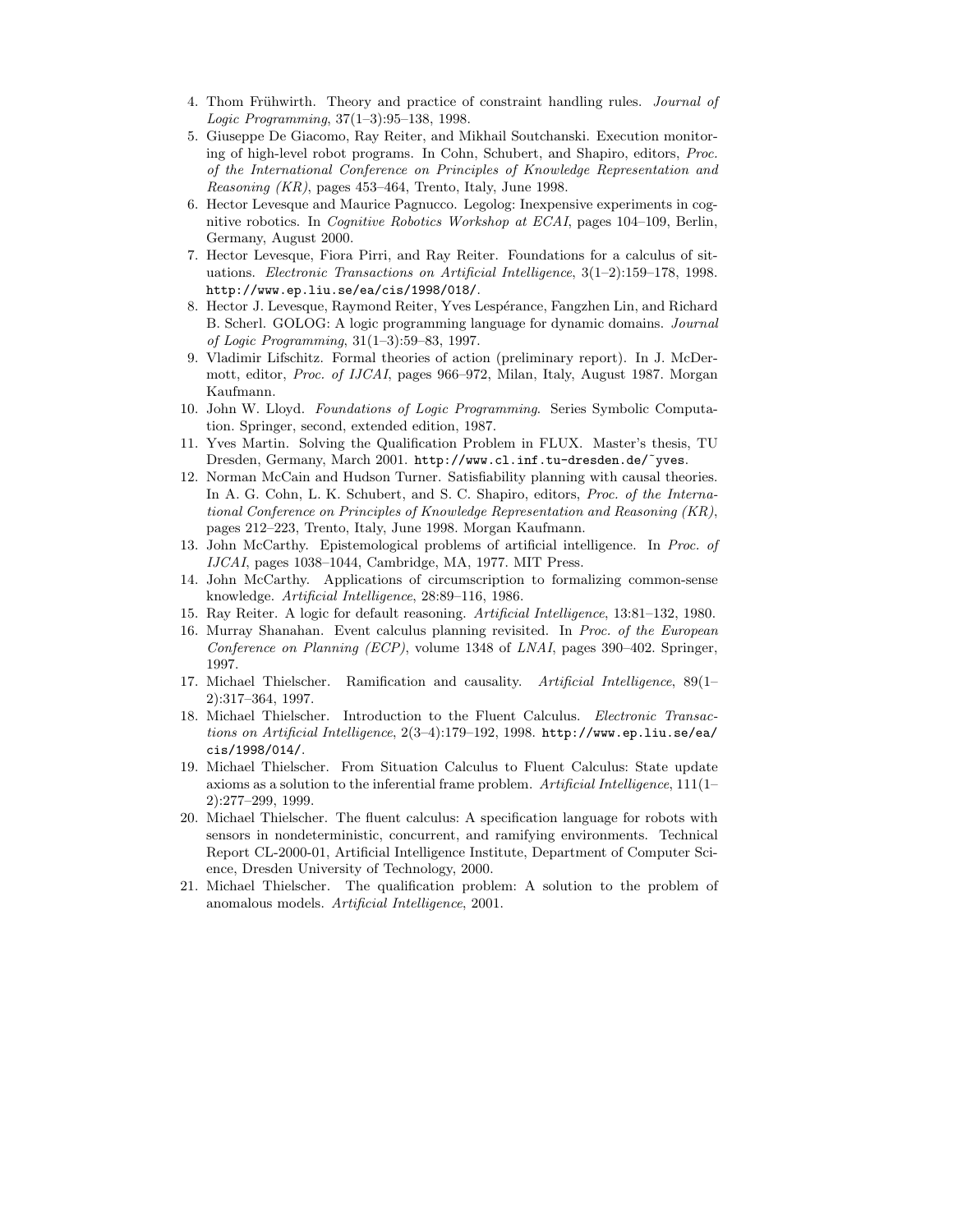4. Thom Frühwirth. Theory and practice of constraint handling rules. *Journal of Logic Programming*, 37(1–3):95–138, 1998.
5. Giuseppe De Giacomo, Ray Reiter, and Mikhail Soutchanski. Execution monitoring of high-level robot programs. In Cohn, Schubert, and Shapiro, editors, *Proc. of the International Conference on Principles of Knowledge Representation and Reasoning (KR)*, pages 453–464, Trento, Italy, June 1998.
6. Hector Levesque and Maurice Pagnucco. Legolog: Inexpensive experiments in cognitive robotics. In *Cognitive Robotics Workshop at ECAI*, pages 104–109, Berlin, Germany, August 2000.
7. Hector Levesque, Fiora Pirri, and Ray Reiter. Foundations for a calculus of situations. *Electronic Transactions on Artificial Intelligence*, 3(1–2):159–178, 1998. `http://www.ep.liu.se/ea/cis/1998/018/`.
8. Hector J. Levesque, Raymond Reiter, Yves Lespérance, Fangzhen Lin, and Richard B. Scherl. GOLOG: A logic programming language for dynamic domains. *Journal of Logic Programming*, 31(1–3):59–83, 1997.
9. Vladimir Lifschitz. Formal theories of action (preliminary report). In J. McDermott, editor, *Proc. of IJCAI*, pages 966–972, Milan, Italy, August 1987. Morgan Kaufmann.
10. John W. Lloyd. *Foundations of Logic Programming*. Series Symbolic Computation. Springer, second, extended edition, 1987.
11. Yves Martin. Solving the Qualification Problem in FLUX. Master's thesis, TU Dresden, Germany, March 2001. `http://www.cl.inf.tu-dresden.de/~yves`.
12. Norman McCain and Hudson Turner. Satisfiability planning with causal theories. In A. G. Cohn, L. K. Schubert, and S. C. Shapiro, editors, *Proc. of the International Conference on Principles of Knowledge Representation and Reasoning (KR)*, pages 212–223, Trento, Italy, June 1998. Morgan Kaufmann.
13. John McCarthy. Epistemological problems of artificial intelligence. In *Proc. of IJCAI*, pages 1038–1044, Cambridge, MA, 1977. MIT Press.
14. John McCarthy. Applications of circumscription to formalizing common-sense knowledge. *Artificial Intelligence*, 28:89–116, 1986.
15. Ray Reiter. A logic for default reasoning. *Artificial Intelligence*, 13:81–132, 1980.
16. Murray Shanahan. Event calculus planning revisited. In *Proc. of the European Conference on Planning (ECP)*, volume 1348 of *LNAI*, pages 390–402. Springer, 1997.
17. Michael Thielscher. Ramification and causality. *Artificial Intelligence*, 89(1–2):317–364, 1997.
18. Michael Thielscher. Introduction to the Fluent Calculus. *Electronic Transactions on Artificial Intelligence*, 2(3–4):179–192, 1998. `http://www.ep.liu.se/ea/cis/1998/014/`.
19. Michael Thielscher. From Situation Calculus to Fluent Calculus: State update axioms as a solution to the inferential frame problem. *Artificial Intelligence*, 111(1–2):277–299, 1999.
20. Michael Thielscher. The fluent calculus: A specification language for robots with sensors in nondeterministic, concurrent, and ramifying environments. Technical Report CL-2000-01, Artificial Intelligence Institute, Department of Computer Science, Dresden University of Technology, 2000.
21. Michael Thielscher. The qualification problem: A solution to the problem of anomalous models. *Artificial Intelligence*, 2001.